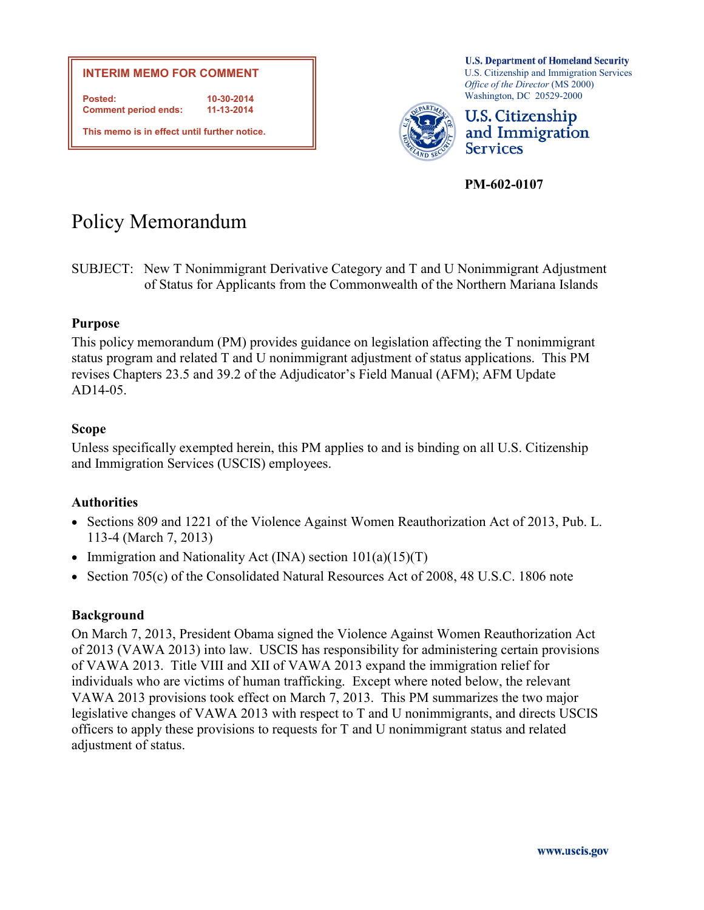**INTERIM MEMO FOR COMMENT**

**Posted:** 10-30-2014
**Comment period ends:** 11-13-2014

**This memo is in effect until further notice.**

**U.S. Department of Homeland Security**
U.S. Citizenship and Immigration Services
*Office of the Director* (MS 2000)
Washington, DC 20529-2000

**U.S. Citizenship and Immigration Services**

**PM-602-0107**

# Policy Memorandum

SUBJECT: New T Nonimmigrant Derivative Category and T and U Nonimmigrant Adjustment of Status for Applicants from the Commonwealth of the Northern Mariana Islands

## Purpose

This policy memorandum (PM) provides guidance on legislation affecting the T nonimmigrant status program and related T and U nonimmigrant adjustment of status applications. This PM revises Chapters 23.5 and 39.2 of the Adjudicator's Field Manual (AFM); AFM Update AD14-05.

## Scope

Unless specifically exempted herein, this PM applies to and is binding on all U.S. Citizenship and Immigration Services (USCIS) employees.

## Authorities

- Sections 809 and 1221 of the Violence Against Women Reauthorization Act of 2013, Pub. L. 113-4 (March 7, 2013)
- Immigration and Nationality Act (INA) section 101(a)(15)(T)
- Section 705(c) of the Consolidated Natural Resources Act of 2008, 48 U.S.C. 1806 note

## Background

On March 7, 2013, President Obama signed the Violence Against Women Reauthorization Act of 2013 (VAWA 2013) into law. USCIS has responsibility for administering certain provisions of VAWA 2013. Title VIII and XII of VAWA 2013 expand the immigration relief for individuals who are victims of human trafficking. Except where noted below, the relevant VAWA 2013 provisions took effect on March 7, 2013. This PM summarizes the two major legislative changes of VAWA 2013 with respect to T and U nonimmigrants, and directs USCIS officers to apply these provisions to requests for T and U nonimmigrant status and related adjustment of status.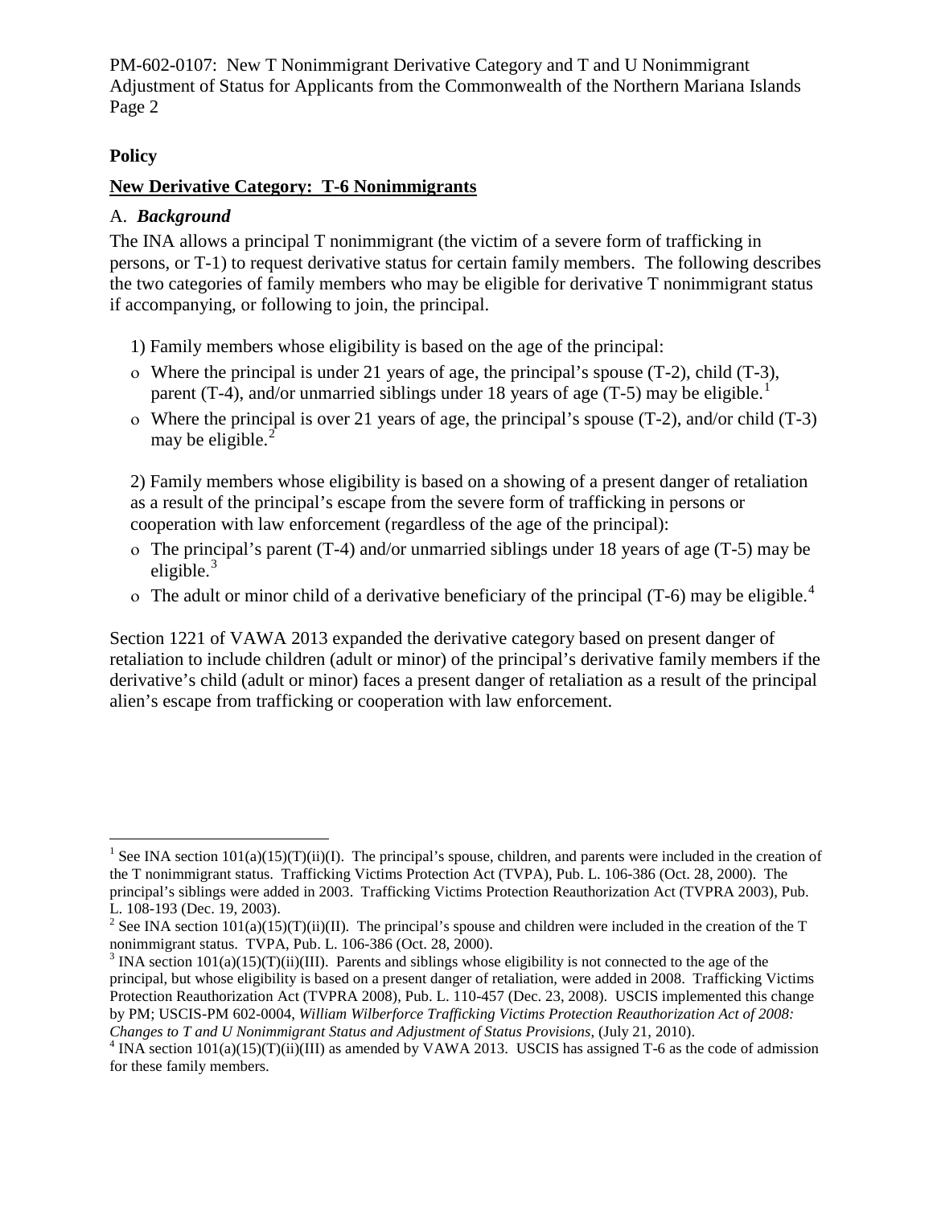**Policy**

## New Derivative Category: T-6 Nonimmigrants

A. ***Background***

The INA allows a principal T nonimmigrant (the victim of a severe form of trafficking in persons, or T-1) to request derivative status for certain family members. The following describes the two categories of family members who may be eligible for derivative T nonimmigrant status if accompanying, or following to join, the principal.

1) Family members whose eligibility is based on the age of the principal:

- Where the principal is under 21 years of age, the principal's spouse (T-2), child (T-3), parent (T-4), and/or unmarried siblings under 18 years of age (T-5) may be eligible.[1]
- Where the principal is over 21 years of age, the principal's spouse (T-2), and/or child (T-3) may be eligible.[2]

2) Family members whose eligibility is based on a showing of a present danger of retaliation as a result of the principal's escape from the severe form of trafficking in persons or cooperation with law enforcement (regardless of the age of the principal):

- The principal's parent (T-4) and/or unmarried siblings under 18 years of age (T-5) may be eligible.[3]
- The adult or minor child of a derivative beneficiary of the principal (T-6) may be eligible.[4]

Section 1221 of VAWA 2013 expanded the derivative category based on present danger of retaliation to include children (adult or minor) of the principal's derivative family members if the derivative's child (adult or minor) faces a present danger of retaliation as a result of the principal alien's escape from trafficking or cooperation with law enforcement.

---

[1] See INA section 101(a)(15)(T)(ii)(I). The principal's spouse, children, and parents were included in the creation of the T nonimmigrant status. Trafficking Victims Protection Act (TVPA), Pub. L. 106-386 (Oct. 28, 2000). The principal's siblings were added in 2003. Trafficking Victims Protection Reauthorization Act (TVPRA 2003), Pub. L. 108-193 (Dec. 19, 2003).

[2] See INA section 101(a)(15)(T)(ii)(II). The principal's spouse and children were included in the creation of the T nonimmigrant status. TVPA, Pub. L. 106-386 (Oct. 28, 2000).

[3] INA section 101(a)(15)(T)(ii)(III). Parents and siblings whose eligibility is not connected to the age of the principal, but whose eligibility is based on a present danger of retaliation, were added in 2008. Trafficking Victims Protection Reauthorization Act (TVPRA 2008), Pub. L. 110-457 (Dec. 23, 2008). USCIS implemented this change by PM; USCIS-PM 602-0004, *William Wilberforce Trafficking Victims Protection Reauthorization Act of 2008: Changes to T and U Nonimmigrant Status and Adjustment of Status Provisions*, (July 21, 2010).

[4] INA section 101(a)(15)(T)(ii)(III) as amended by VAWA 2013. USCIS has assigned T-6 as the code of admission for these family members.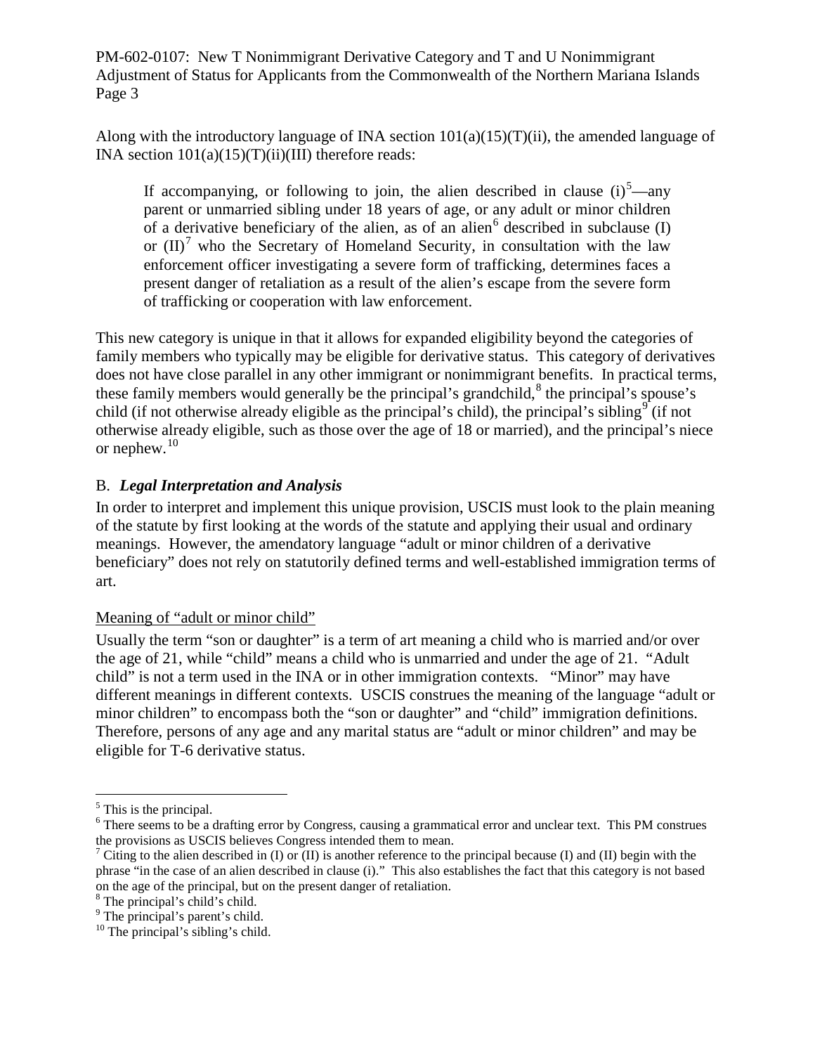Along with the introductory language of INA section 101(a)(15)(T)(ii), the amended language of INA section 101(a)(15)(T)(ii)(III) therefore reads:

> If accompanying, or following to join, the alien described in clause (i)[5]—any parent or unmarried sibling under 18 years of age, or any adult or minor children of a derivative beneficiary of the alien, as of an alien[6] described in subclause (I) or (II)[7] who the Secretary of Homeland Security, in consultation with the law enforcement officer investigating a severe form of trafficking, determines faces a present danger of retaliation as a result of the alien's escape from the severe form of trafficking or cooperation with law enforcement.

This new category is unique in that it allows for expanded eligibility beyond the categories of family members who typically may be eligible for derivative status. This category of derivatives does not have close parallel in any other immigrant or nonimmigrant benefits. In practical terms, these family members would generally be the principal's grandchild,[8] the principal's spouse's child (if not otherwise already eligible as the principal's child), the principal's sibling[9] (if not otherwise already eligible, such as those over the age of 18 or married), and the principal's niece or nephew.[10]

## B. *Legal Interpretation and Analysis*

In order to interpret and implement this unique provision, USCIS must look to the plain meaning of the statute by first looking at the words of the statute and applying their usual and ordinary meanings. However, the amendatory language "adult or minor children of a derivative beneficiary" does not rely on statutorily defined terms and well-established immigration terms of art.

Meaning of "adult or minor child"

Usually the term "son or daughter" is a term of art meaning a child who is married and/or over the age of 21, while "child" means a child who is unmarried and under the age of 21. "Adult child" is not a term used in the INA or in other immigration contexts. "Minor" may have different meanings in different contexts. USCIS construes the meaning of the language "adult or minor children" to encompass both the "son or daughter" and "child" immigration definitions. Therefore, persons of any age and any marital status are "adult or minor children" and may be eligible for T-6 derivative status.

---

[5] This is the principal.

[6] There seems to be a drafting error by Congress, causing a grammatical error and unclear text. This PM construes the provisions as USCIS believes Congress intended them to mean.

[7] Citing to the alien described in (I) or (II) is another reference to the principal because (I) and (II) begin with the phrase "in the case of an alien described in clause (i)." This also establishes the fact that this category is not based on the age of the principal, but on the present danger of retaliation.

[8] The principal's child's child.

[9] The principal's parent's child.

[10] The principal's sibling's child.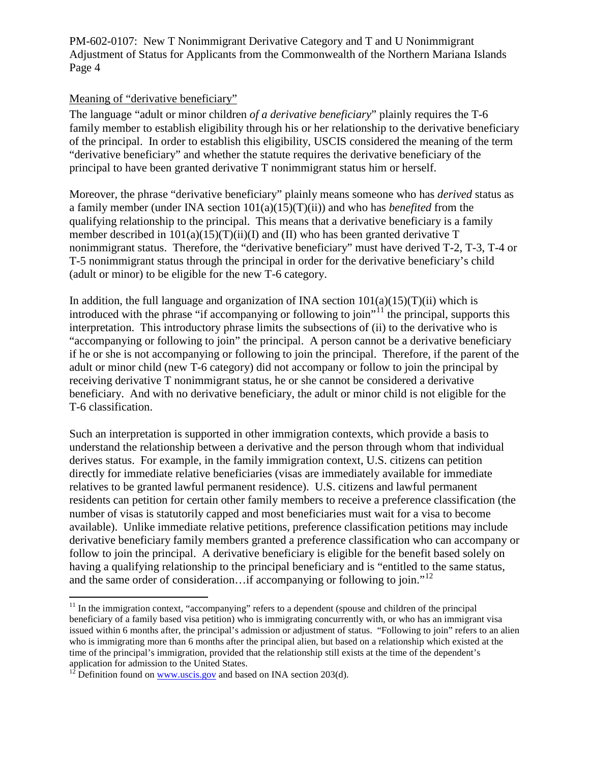Meaning of "derivative beneficiary"

The language "adult or minor children *of a derivative beneficiary*" plainly requires the T-6 family member to establish eligibility through his or her relationship to the derivative beneficiary of the principal. In order to establish this eligibility, USCIS considered the meaning of the term "derivative beneficiary" and whether the statute requires the derivative beneficiary of the principal to have been granted derivative T nonimmigrant status him or herself.

Moreover, the phrase "derivative beneficiary" plainly means someone who has *derived* status as a family member (under INA section 101(a)(15)(T)(ii)) and who has *benefited* from the qualifying relationship to the principal. This means that a derivative beneficiary is a family member described in 101(a)(15)(T)(ii)(I) and (II) who has been granted derivative T nonimmigrant status. Therefore, the "derivative beneficiary" must have derived T-2, T-3, T-4 or T-5 nonimmigrant status through the principal in order for the derivative beneficiary's child (adult or minor) to be eligible for the new T-6 category.

In addition, the full language and organization of INA section 101(a)(15)(T)(ii) which is introduced with the phrase "if accompanying or following to join"[11] the principal, supports this interpretation. This introductory phrase limits the subsections of (ii) to the derivative who is "accompanying or following to join" the principal. A person cannot be a derivative beneficiary if he or she is not accompanying or following to join the principal. Therefore, if the parent of the adult or minor child (new T-6 category) did not accompany or follow to join the principal by receiving derivative T nonimmigrant status, he or she cannot be considered a derivative beneficiary. And with no derivative beneficiary, the adult or minor child is not eligible for the T-6 classification.

Such an interpretation is supported in other immigration contexts, which provide a basis to understand the relationship between a derivative and the person through whom that individual derives status. For example, in the family immigration context, U.S. citizens can petition directly for immediate relative beneficiaries (visas are immediately available for immediate relatives to be granted lawful permanent residence). U.S. citizens and lawful permanent residents can petition for certain other family members to receive a preference classification (the number of visas is statutorily capped and most beneficiaries must wait for a visa to become available). Unlike immediate relative petitions, preference classification petitions may include derivative beneficiary family members granted a preference classification who can accompany or follow to join the principal. A derivative beneficiary is eligible for the benefit based solely on having a qualifying relationship to the principal beneficiary and is "entitled to the same status, and the same order of consideration…if accompanying or following to join."[12]

---

[11] In the immigration context, "accompanying" refers to a dependent (spouse and children of the principal beneficiary of a family based visa petition) who is immigrating concurrently with, or who has an immigrant visa issued within 6 months after, the principal's admission or adjustment of status. "Following to join" refers to an alien who is immigrating more than 6 months after the principal alien, but based on a relationship which existed at the time of the principal's immigration, provided that the relationship still exists at the time of the dependent's application for admission to the United States.

[12] Definition found on www.uscis.gov and based on INA section 203(d).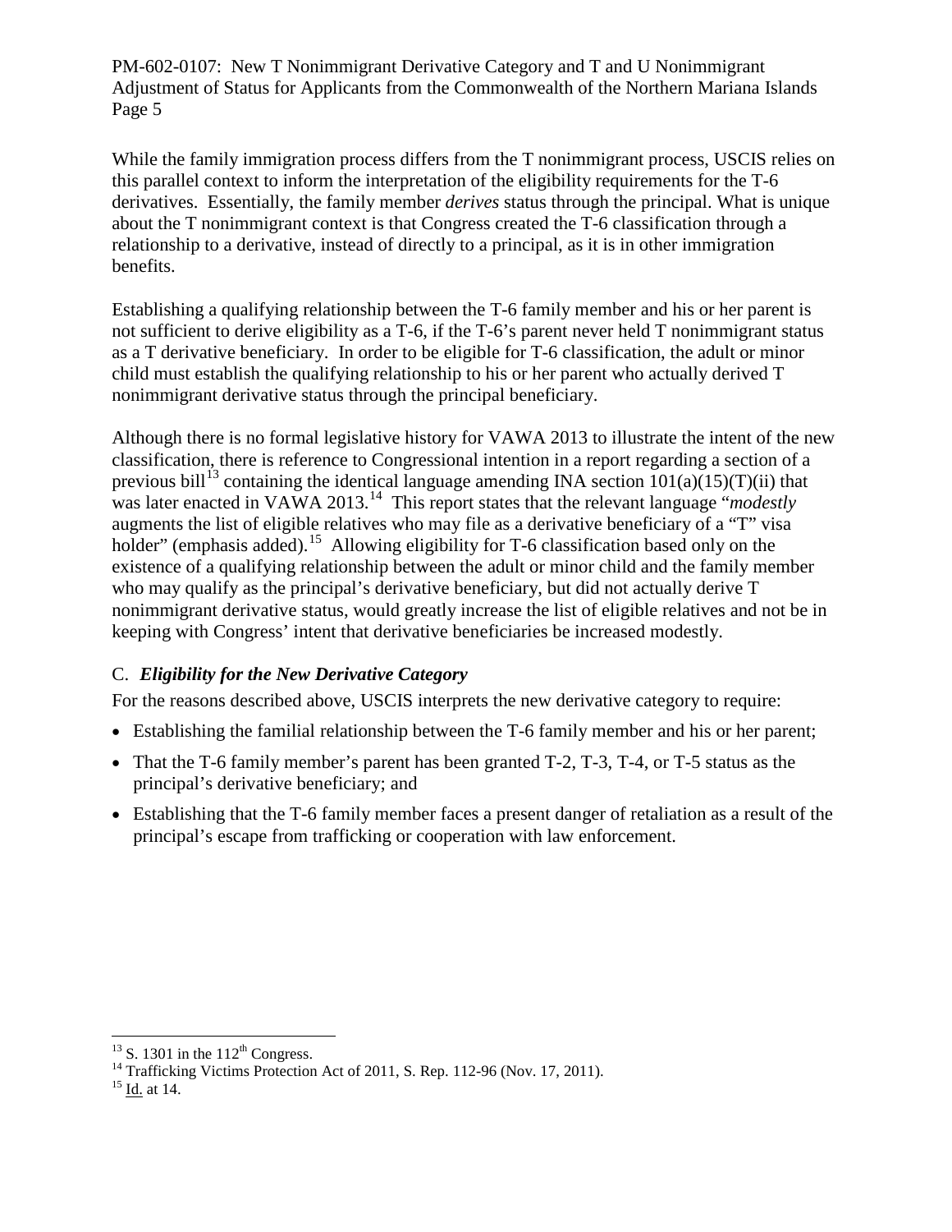While the family immigration process differs from the T nonimmigrant process, USCIS relies on this parallel context to inform the interpretation of the eligibility requirements for the T-6 derivatives. Essentially, the family member *derives* status through the principal. What is unique about the T nonimmigrant context is that Congress created the T-6 classification through a relationship to a derivative, instead of directly to a principal, as it is in other immigration benefits.

Establishing a qualifying relationship between the T-6 family member and his or her parent is not sufficient to derive eligibility as a T-6, if the T-6's parent never held T nonimmigrant status as a T derivative beneficiary. In order to be eligible for T-6 classification, the adult or minor child must establish the qualifying relationship to his or her parent who actually derived T nonimmigrant derivative status through the principal beneficiary.

Although there is no formal legislative history for VAWA 2013 to illustrate the intent of the new classification, there is reference to Congressional intention in a report regarding a section of a previous bill[13] containing the identical language amending INA section 101(a)(15)(T)(ii) that was later enacted in VAWA 2013.[14] This report states that the relevant language "*modestly* augments the list of eligible relatives who may file as a derivative beneficiary of a "T" visa holder" (emphasis added).[15] Allowing eligibility for T-6 classification based only on the existence of a qualifying relationship between the adult or minor child and the family member who may qualify as the principal's derivative beneficiary, but did not actually derive T nonimmigrant derivative status, would greatly increase the list of eligible relatives and not be in keeping with Congress' intent that derivative beneficiaries be increased modestly.

### C. *Eligibility for the New Derivative Category*

For the reasons described above, USCIS interprets the new derivative category to require:

- Establishing the familial relationship between the T-6 family member and his or her parent;
- That the T-6 family member's parent has been granted T-2, T-3, T-4, or T-5 status as the principal's derivative beneficiary; and
- Establishing that the T-6 family member faces a present danger of retaliation as a result of the principal's escape from trafficking or cooperation with law enforcement.

---

[13] S. 1301 in the 112th Congress.

[14] Trafficking Victims Protection Act of 2011, S. Rep. 112-96 (Nov. 17, 2011).

[15] Id. at 14.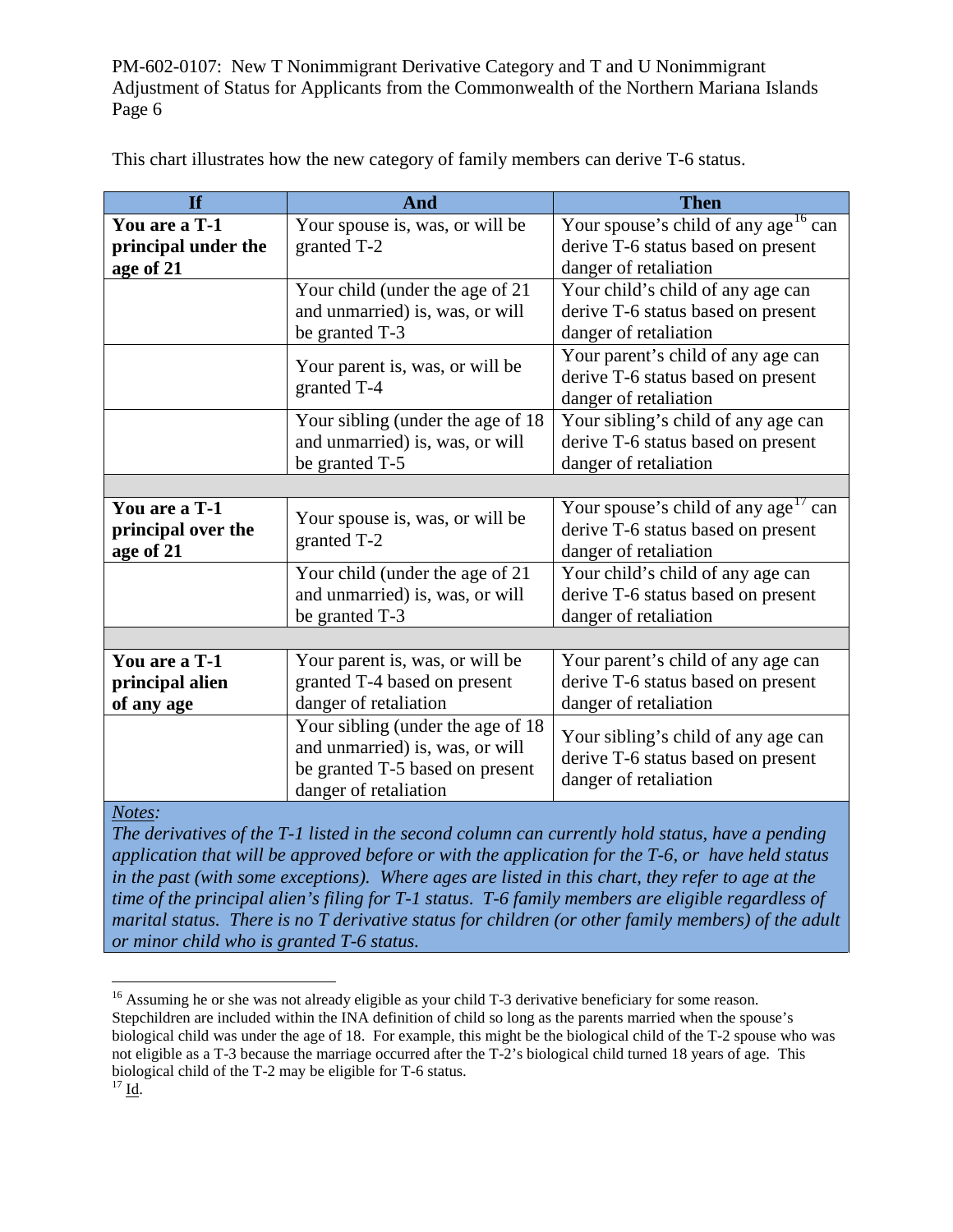This chart illustrates how the new category of family members can derive T-6 status.

| If | And | Then |
|---|---|---|
| **You are a T-1 principal under the age of 21** | Your spouse is, was, or will be granted T-2 | Your spouse's child of any age[16] can derive T-6 status based on present danger of retaliation |
| | Your child (under the age of 21 and unmarried) is, was, or will be granted T-3 | Your child's child of any age can derive T-6 status based on present danger of retaliation |
| | Your parent is, was, or will be granted T-4 | Your parent's child of any age can derive T-6 status based on present danger of retaliation |
| | Your sibling (under the age of 18 and unmarried) is, was, or will be granted T-5 | Your sibling's child of any age can derive T-6 status based on present danger of retaliation |
| | | |
| **You are a T-1 principal over the age of 21** | Your spouse is, was, or will be granted T-2 | Your spouse's child of any age[17] can derive T-6 status based on present danger of retaliation |
| | Your child (under the age of 21 and unmarried) is, was, or will be granted T-3 | Your child's child of any age can derive T-6 status based on present danger of retaliation |
| | | |
| **You are a T-1 principal alien of any age** | Your parent is, was, or will be granted T-4 based on present danger of retaliation | Your parent's child of any age can derive T-6 status based on present danger of retaliation |
| | Your sibling (under the age of 18 and unmarried) is, was, or will be granted T-5 based on present danger of retaliation | Your sibling's child of any age can derive T-6 status based on present danger of retaliation |

*Notes:*

*The derivatives of the T-1 listed in the second column can currently hold status, have a pending application that will be approved before or with the application for the T-6, or have held status in the past (with some exceptions). Where ages are listed in this chart, they refer to age at the time of the principal alien's filing for T-1 status. T-6 family members are eligible regardless of marital status. There is no T derivative status for children (or other family members) of the adult or minor child who is granted T-6 status.*

---

[16] Assuming he or she was not already eligible as your child T-3 derivative beneficiary for some reason. Stepchildren are included within the INA definition of child so long as the parents married when the spouse's biological child was under the age of 18. For example, this might be the biological child of the T-2 spouse who was not eligible as a T-3 because the marriage occurred after the T-2's biological child turned 18 years of age. This biological child of the T-2 may be eligible for T-6 status.

[17] Id.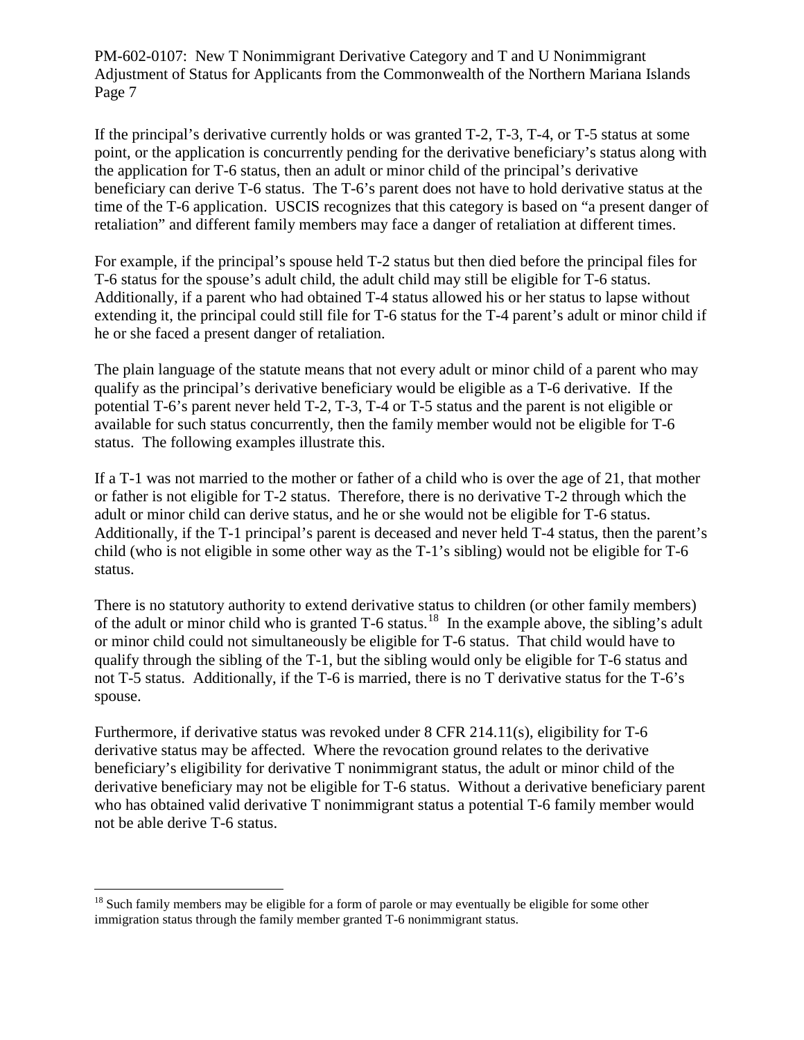If the principal's derivative currently holds or was granted T-2, T-3, T-4, or T-5 status at some point, or the application is concurrently pending for the derivative beneficiary's status along with the application for T-6 status, then an adult or minor child of the principal's derivative beneficiary can derive T-6 status. The T-6's parent does not have to hold derivative status at the time of the T-6 application. USCIS recognizes that this category is based on "a present danger of retaliation" and different family members may face a danger of retaliation at different times.

For example, if the principal's spouse held T-2 status but then died before the principal files for T-6 status for the spouse's adult child, the adult child may still be eligible for T-6 status. Additionally, if a parent who had obtained T-4 status allowed his or her status to lapse without extending it, the principal could still file for T-6 status for the T-4 parent's adult or minor child if he or she faced a present danger of retaliation.

The plain language of the statute means that not every adult or minor child of a parent who may qualify as the principal's derivative beneficiary would be eligible as a T-6 derivative. If the potential T-6's parent never held T-2, T-3, T-4 or T-5 status and the parent is not eligible or available for such status concurrently, then the family member would not be eligible for T-6 status. The following examples illustrate this.

If a T-1 was not married to the mother or father of a child who is over the age of 21, that mother or father is not eligible for T-2 status. Therefore, there is no derivative T-2 through which the adult or minor child can derive status, and he or she would not be eligible for T-6 status. Additionally, if the T-1 principal's parent is deceased and never held T-4 status, then the parent's child (who is not eligible in some other way as the T-1's sibling) would not be eligible for T-6 status.

There is no statutory authority to extend derivative status to children (or other family members) of the adult or minor child who is granted T-6 status.[18] In the example above, the sibling's adult or minor child could not simultaneously be eligible for T-6 status. That child would have to qualify through the sibling of the T-1, but the sibling would only be eligible for T-6 status and not T-5 status. Additionally, if the T-6 is married, there is no T derivative status for the T-6's spouse.

Furthermore, if derivative status was revoked under 8 CFR 214.11(s), eligibility for T-6 derivative status may be affected. Where the revocation ground relates to the derivative beneficiary's eligibility for derivative T nonimmigrant status, the adult or minor child of the derivative beneficiary may not be eligible for T-6 status. Without a derivative beneficiary parent who has obtained valid derivative T nonimmigrant status a potential T-6 family member would not be able derive T-6 status.

---

[18] Such family members may be eligible for a form of parole or may eventually be eligible for some other immigration status through the family member granted T-6 nonimmigrant status.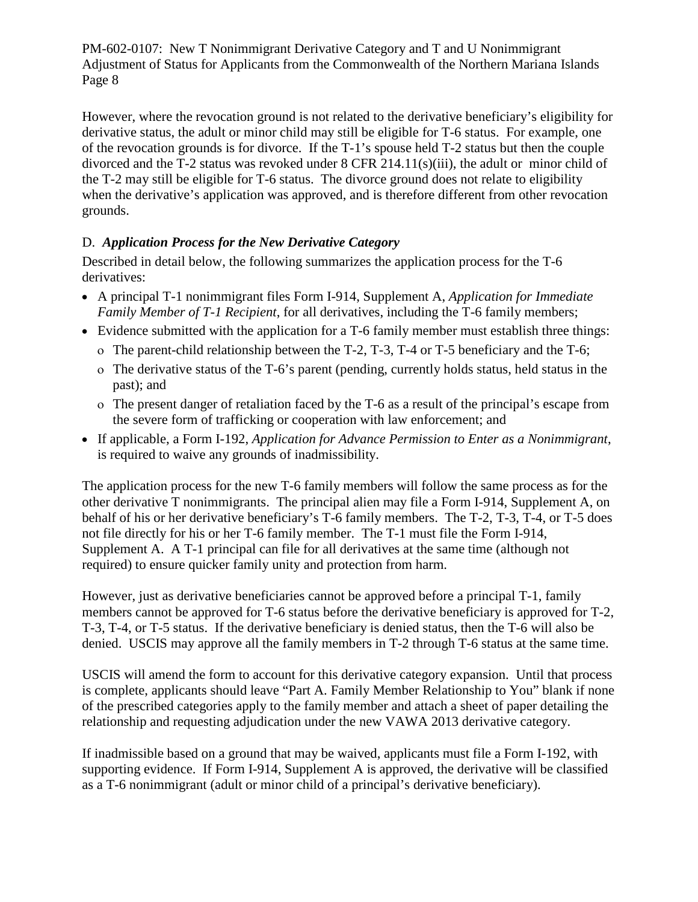However, where the revocation ground is not related to the derivative beneficiary's eligibility for derivative status, the adult or minor child may still be eligible for T-6 status. For example, one of the revocation grounds is for divorce. If the T-1's spouse held T-2 status but then the couple divorced and the T-2 status was revoked under 8 CFR 214.11(s)(iii), the adult or minor child of the T-2 may still be eligible for T-6 status. The divorce ground does not relate to eligibility when the derivative's application was approved, and is therefore different from other revocation grounds.

### D. *Application Process for the New Derivative Category*

Described in detail below, the following summarizes the application process for the T-6 derivatives:

- A principal T-1 nonimmigrant files Form I-914, Supplement A, *Application for Immediate Family Member of T-1 Recipient*, for all derivatives, including the T-6 family members;
- Evidence submitted with the application for a T-6 family member must establish three things:
  - The parent-child relationship between the T-2, T-3, T-4 or T-5 beneficiary and the T-6;
  - The derivative status of the T-6's parent (pending, currently holds status, held status in the past); and
  - The present danger of retaliation faced by the T-6 as a result of the principal's escape from the severe form of trafficking or cooperation with law enforcement; and
- If applicable, a Form I-192, *Application for Advance Permission to Enter as a Nonimmigrant*, is required to waive any grounds of inadmissibility.

The application process for the new T-6 family members will follow the same process as for the other derivative T nonimmigrants. The principal alien may file a Form I-914, Supplement A, on behalf of his or her derivative beneficiary's T-6 family members. The T-2, T-3, T-4, or T-5 does not file directly for his or her T-6 family member. The T-1 must file the Form I-914, Supplement A. A T-1 principal can file for all derivatives at the same time (although not required) to ensure quicker family unity and protection from harm.

However, just as derivative beneficiaries cannot be approved before a principal T-1, family members cannot be approved for T-6 status before the derivative beneficiary is approved for T-2, T-3, T-4, or T-5 status. If the derivative beneficiary is denied status, then the T-6 will also be denied. USCIS may approve all the family members in T-2 through T-6 status at the same time.

USCIS will amend the form to account for this derivative category expansion. Until that process is complete, applicants should leave "Part A. Family Member Relationship to You" blank if none of the prescribed categories apply to the family member and attach a sheet of paper detailing the relationship and requesting adjudication under the new VAWA 2013 derivative category.

If inadmissible based on a ground that may be waived, applicants must file a Form I-192, with supporting evidence. If Form I-914, Supplement A is approved, the derivative will be classified as a T-6 nonimmigrant (adult or minor child of a principal's derivative beneficiary).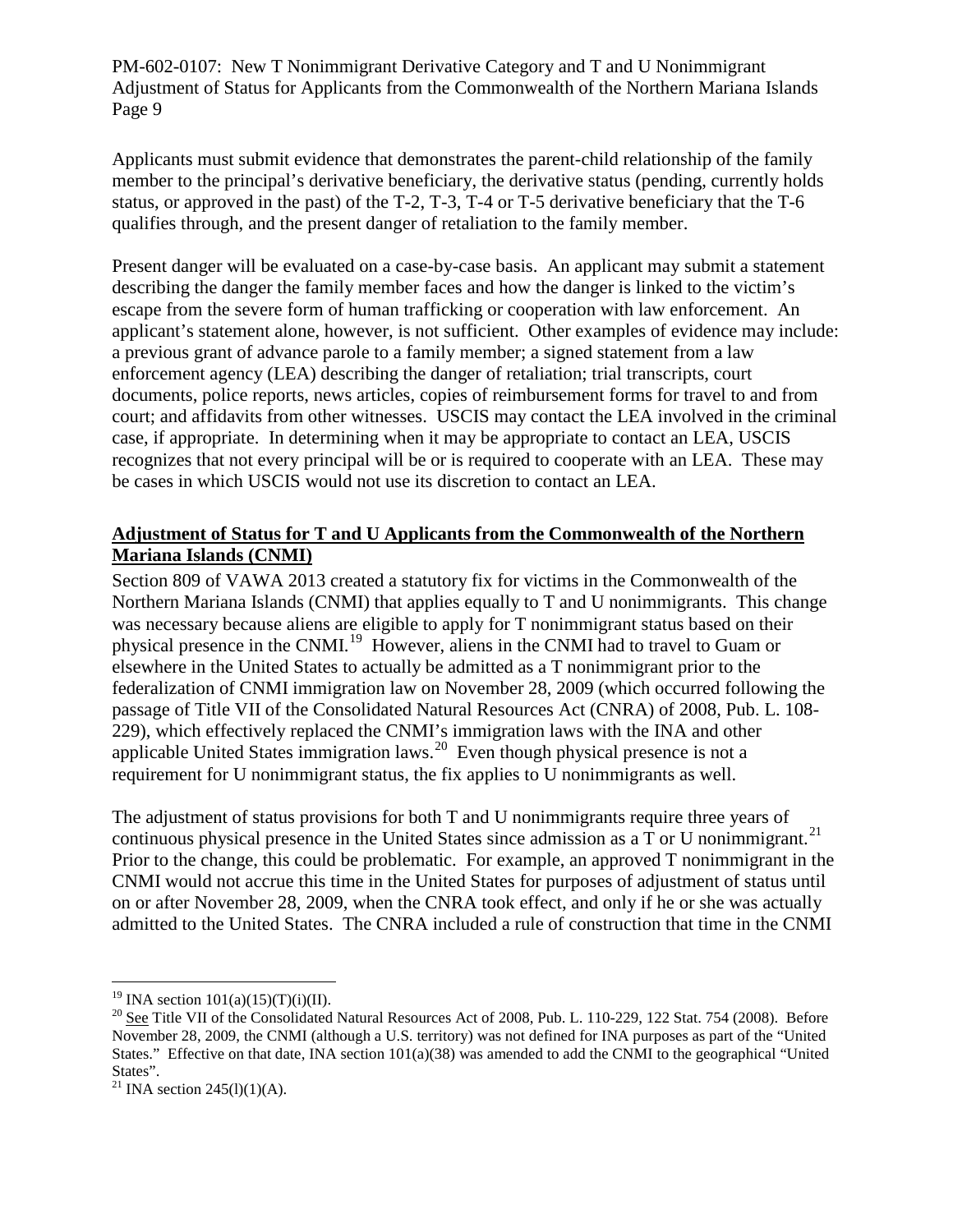Applicants must submit evidence that demonstrates the parent-child relationship of the family member to the principal's derivative beneficiary, the derivative status (pending, currently holds status, or approved in the past) of the T-2, T-3, T-4 or T-5 derivative beneficiary that the T-6 qualifies through, and the present danger of retaliation to the family member.

Present danger will be evaluated on a case-by-case basis. An applicant may submit a statement describing the danger the family member faces and how the danger is linked to the victim's escape from the severe form of human trafficking or cooperation with law enforcement. An applicant's statement alone, however, is not sufficient. Other examples of evidence may include: a previous grant of advance parole to a family member; a signed statement from a law enforcement agency (LEA) describing the danger of retaliation; trial transcripts, court documents, police reports, news articles, copies of reimbursement forms for travel to and from court; and affidavits from other witnesses. USCIS may contact the LEA involved in the criminal case, if appropriate. In determining when it may be appropriate to contact an LEA, USCIS recognizes that not every principal will be or is required to cooperate with an LEA. These may be cases in which USCIS would not use its discretion to contact an LEA.

## Adjustment of Status for T and U Applicants from the Commonwealth of the Northern Mariana Islands (CNMI)

Section 809 of VAWA 2013 created a statutory fix for victims in the Commonwealth of the Northern Mariana Islands (CNMI) that applies equally to T and U nonimmigrants. This change was necessary because aliens are eligible to apply for T nonimmigrant status based on their physical presence in the CNMI.[19] However, aliens in the CNMI had to travel to Guam or elsewhere in the United States to actually be admitted as a T nonimmigrant prior to the federalization of CNMI immigration law on November 28, 2009 (which occurred following the passage of Title VII of the Consolidated Natural Resources Act (CNRA) of 2008, Pub. L. 108-229), which effectively replaced the CNMI's immigration laws with the INA and other applicable United States immigration laws.[20] Even though physical presence is not a requirement for U nonimmigrant status, the fix applies to U nonimmigrants as well.

The adjustment of status provisions for both T and U nonimmigrants require three years of continuous physical presence in the United States since admission as a T or U nonimmigrant.[21] Prior to the change, this could be problematic. For example, an approved T nonimmigrant in the CNMI would not accrue this time in the United States for purposes of adjustment of status until on or after November 28, 2009, when the CNRA took effect, and only if he or she was actually admitted to the United States. The CNRA included a rule of construction that time in the CNMI

---

[19] INA section 101(a)(15)(T)(i)(II).

[20] See Title VII of the Consolidated Natural Resources Act of 2008, Pub. L. 110-229, 122 Stat. 754 (2008). Before November 28, 2009, the CNMI (although a U.S. territory) was not defined for INA purposes as part of the "United States." Effective on that date, INA section 101(a)(38) was amended to add the CNMI to the geographical "United States".

[21] INA section 245(l)(1)(A).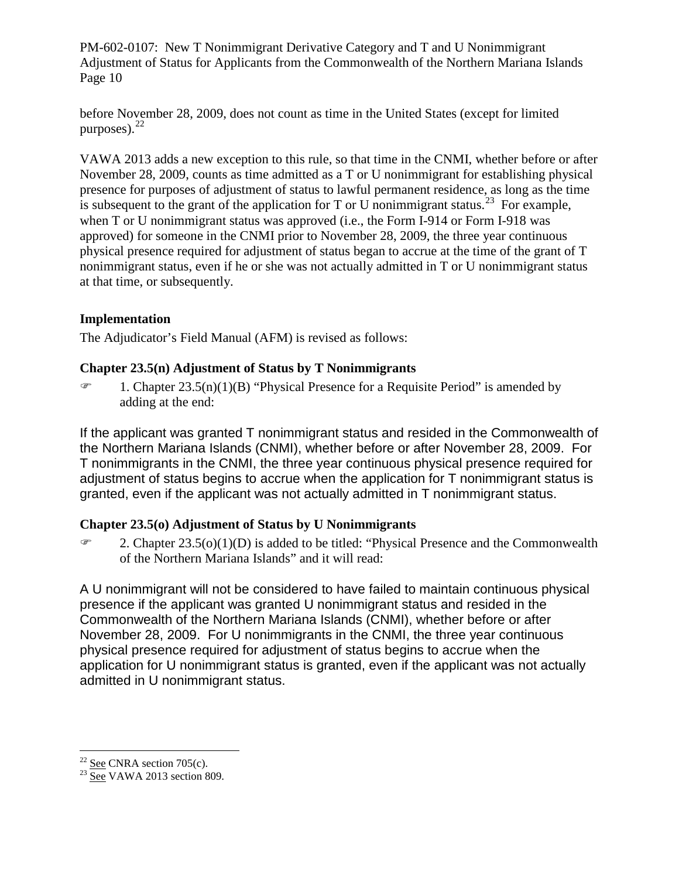before November 28, 2009, does not count as time in the United States (except for limited purposes).[22]

VAWA 2013 adds a new exception to this rule, so that time in the CNMI, whether before or after November 28, 2009, counts as time admitted as a T or U nonimmigrant for establishing physical presence for purposes of adjustment of status to lawful permanent residence, as long as the time is subsequent to the grant of the application for T or U nonimmigrant status.[23] For example, when T or U nonimmigrant status was approved (i.e., the Form I-914 or Form I-918 was approved) for someone in the CNMI prior to November 28, 2009, the three year continuous physical presence required for adjustment of status began to accrue at the time of the grant of T nonimmigrant status, even if he or she was not actually admitted in T or U nonimmigrant status at that time, or subsequently.

**Implementation**

The Adjudicator's Field Manual (AFM) is revised as follows:

**Chapter 23.5(n) Adjustment of Status by T Nonimmigrants**

☞ 1. Chapter 23.5(n)(1)(B) "Physical Presence for a Requisite Period" is amended by adding at the end:

If the applicant was granted T nonimmigrant status and resided in the Commonwealth of the Northern Mariana Islands (CNMI), whether before or after November 28, 2009. For T nonimmigrants in the CNMI, the three year continuous physical presence required for adjustment of status begins to accrue when the application for T nonimmigrant status is granted, even if the applicant was not actually admitted in T nonimmigrant status.

**Chapter 23.5(o) Adjustment of Status by U Nonimmigrants**

☞ 2. Chapter 23.5(o)(1)(D) is added to be titled: "Physical Presence and the Commonwealth of the Northern Mariana Islands" and it will read:

A U nonimmigrant will not be considered to have failed to maintain continuous physical presence if the applicant was granted U nonimmigrant status and resided in the Commonwealth of the Northern Mariana Islands (CNMI), whether before or after November 28, 2009. For U nonimmigrants in the CNMI, the three year continuous physical presence required for adjustment of status begins to accrue when the application for U nonimmigrant status is granted, even if the applicant was not actually admitted in U nonimmigrant status.

---

[22] See CNRA section 705(c).

[23] See VAWA 2013 section 809.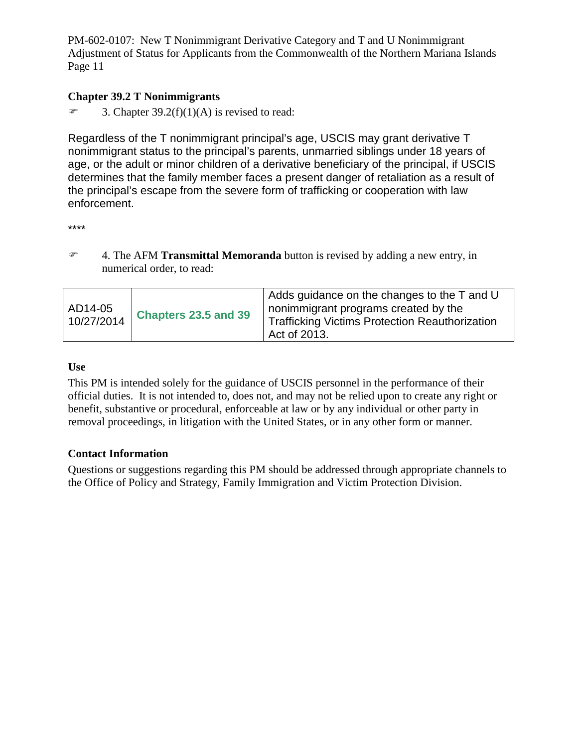### Chapter 39.2 T Nonimmigrants

☞ 3. Chapter 39.2(f)(1)(A) is revised to read:

Regardless of the T nonimmigrant principal's age, USCIS may grant derivative T nonimmigrant status to the principal's parents, unmarried siblings under 18 years of age, or the adult or minor children of a derivative beneficiary of the principal, if USCIS determines that the family member faces a present danger of retaliation as a result of the principal's escape from the severe form of trafficking or cooperation with law enforcement.

****

☞ 4. The AFM **Transmittal Memoranda** button is revised by adding a new entry, in numerical order, to read:

| | | |
|---|---|---|
| AD14-05 10/27/2014 | **Chapters 23.5 and 39** | Adds guidance on the changes to the T and U nonimmigrant programs created by the Trafficking Victims Protection Reauthorization Act of 2013. |

### Use

This PM is intended solely for the guidance of USCIS personnel in the performance of their official duties. It is not intended to, does not, and may not be relied upon to create any right or benefit, substantive or procedural, enforceable at law or by any individual or other party in removal proceedings, in litigation with the United States, or in any other form or manner.

### Contact Information

Questions or suggestions regarding this PM should be addressed through appropriate channels to the Office of Policy and Strategy, Family Immigration and Victim Protection Division.